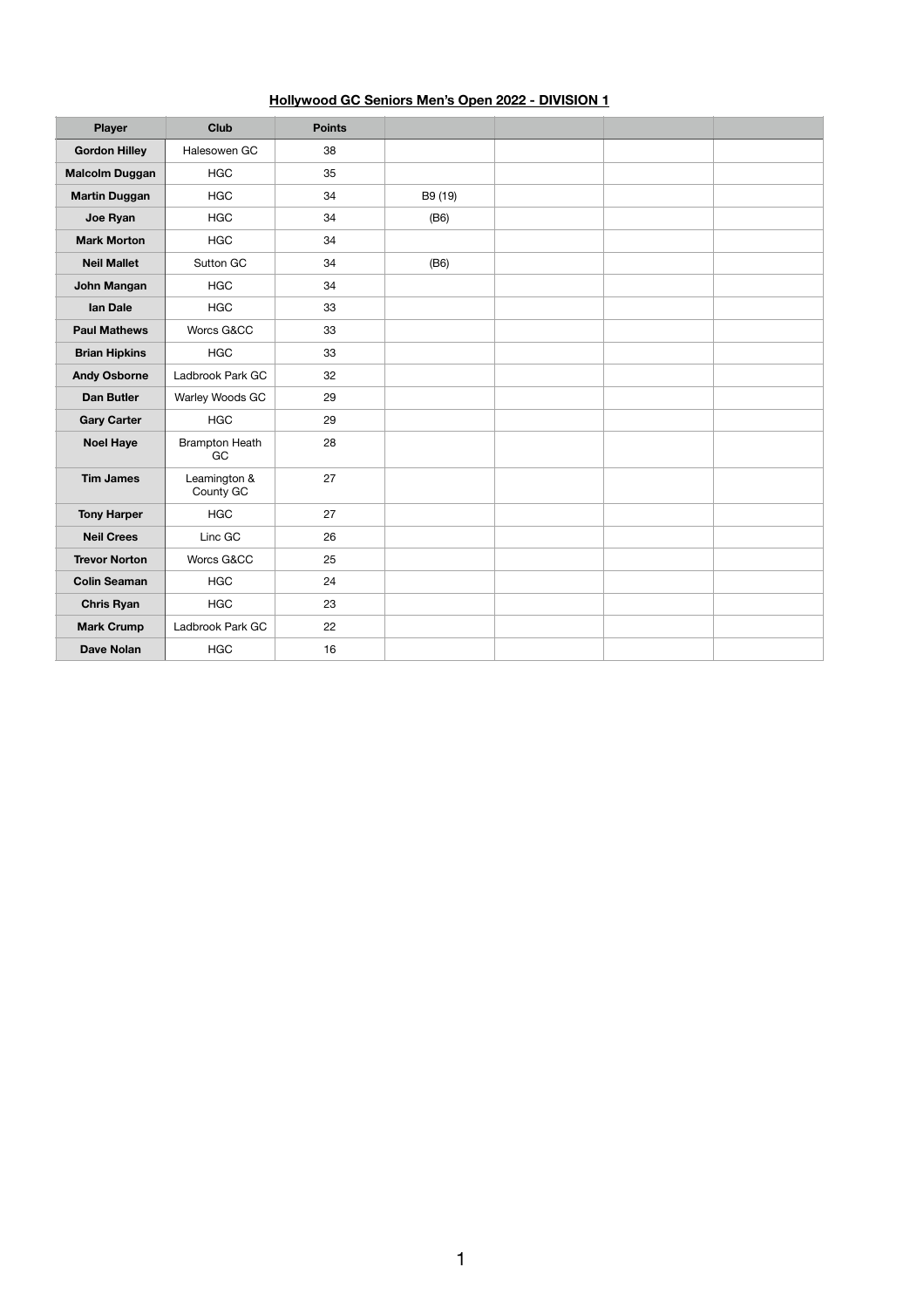## Hollywood GC Seniors Men's Open 2022 - DIVISION 1

| Player | Club | Points | | | | |
|---|---|---|---|---|---|---|
| **Gordon Hilley** | Halesowen GC | 38 | | | | |
| **Malcolm Duggan** | HGC | 35 | | | | |
| **Martin Duggan** | HGC | 34 | B9 (19) | | | |
| **Joe Ryan** | HGC | 34 | (B6) | | | |
| **Mark Morton** | HGC | 34 | | | | |
| **Neil Mallet** | Sutton GC | 34 | (B6) | | | |
| **John Mangan** | HGC | 34 | | | | |
| **Ian Dale** | HGC | 33 | | | | |
| **Paul Mathews** | Worcs G&CC | 33 | | | | |
| **Brian Hipkins** | HGC | 33 | | | | |
| **Andy Osborne** | Ladbrook Park GC | 32 | | | | |
| **Dan Butler** | Warley Woods GC | 29 | | | | |
| **Gary Carter** | HGC | 29 | | | | |
| **Noel Haye** | Brampton Heath GC | 28 | | | | |
| **Tim James** | Leamington & County GC | 27 | | | | |
| **Tony Harper** | HGC | 27 | | | | |
| **Neil Crees** | Linc GC | 26 | | | | |
| **Trevor Norton** | Worcs G&CC | 25 | | | | |
| **Colin Seaman** | HGC | 24 | | | | |
| **Chris Ryan** | HGC | 23 | | | | |
| **Mark Crump** | Ladbrook Park GC | 22 | | | | |
| **Dave Nolan** | HGC | 16 | | | | |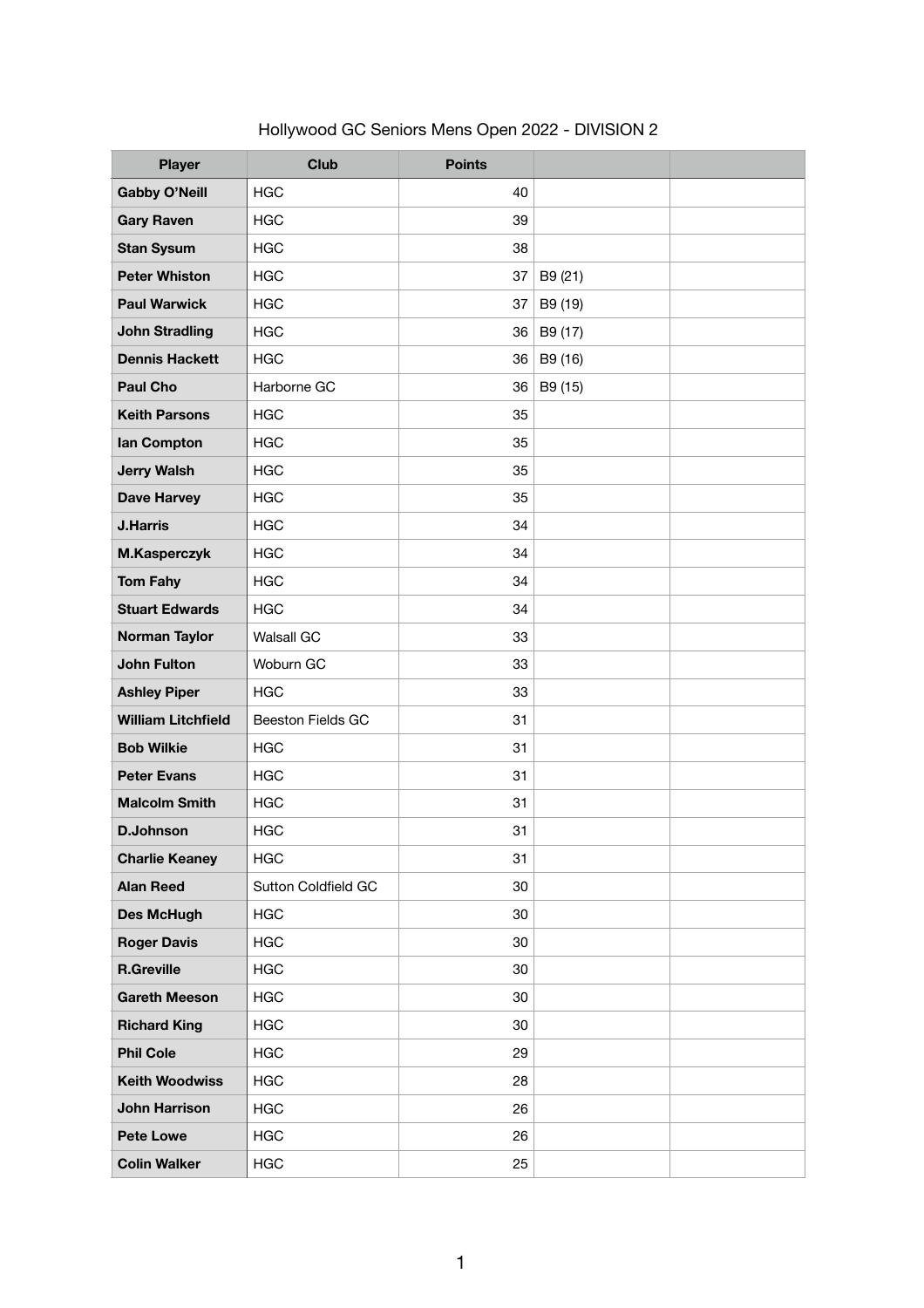# Hollywood GC Seniors Mens Open 2022 - DIVISION 2

| Player | Club | Points | | |
|---|---|---|---|---|
| **Gabby O'Neill** | HGC | 40 | | |
| **Gary Raven** | HGC | 39 | | |
| **Stan Sysum** | HGC | 38 | | |
| **Peter Whiston** | HGC | 37 | B9 (21) | |
| **Paul Warwick** | HGC | 37 | B9 (19) | |
| **John Stradling** | HGC | 36 | B9 (17) | |
| **Dennis Hackett** | HGC | 36 | B9 (16) | |
| **Paul Cho** | Harborne GC | 36 | B9 (15) | |
| **Keith Parsons** | HGC | 35 | | |
| **Ian Compton** | HGC | 35 | | |
| **Jerry Walsh** | HGC | 35 | | |
| **Dave Harvey** | HGC | 35 | | |
| **J.Harris** | HGC | 34 | | |
| **M.Kasperczyk** | HGC | 34 | | |
| **Tom Fahy** | HGC | 34 | | |
| **Stuart Edwards** | HGC | 34 | | |
| **Norman Taylor** | Walsall GC | 33 | | |
| **John Fulton** | Woburn GC | 33 | | |
| **Ashley Piper** | HGC | 33 | | |
| **William Litchfield** | Beeston Fields GC | 31 | | |
| **Bob Wilkie** | HGC | 31 | | |
| **Peter Evans** | HGC | 31 | | |
| **Malcolm Smith** | HGC | 31 | | |
| **D.Johnson** | HGC | 31 | | |
| **Charlie Keaney** | HGC | 31 | | |
| **Alan Reed** | Sutton Coldfield GC | 30 | | |
| **Des McHugh** | HGC | 30 | | |
| **Roger Davis** | HGC | 30 | | |
| **R.Greville** | HGC | 30 | | |
| **Gareth Meeson** | HGC | 30 | | |
| **Richard King** | HGC | 30 | | |
| **Phil Cole** | HGC | 29 | | |
| **Keith Woodwiss** | HGC | 28 | | |
| **John Harrison** | HGC | 26 | | |
| **Pete Lowe** | HGC | 26 | | |
| **Colin Walker** | HGC | 25 | | |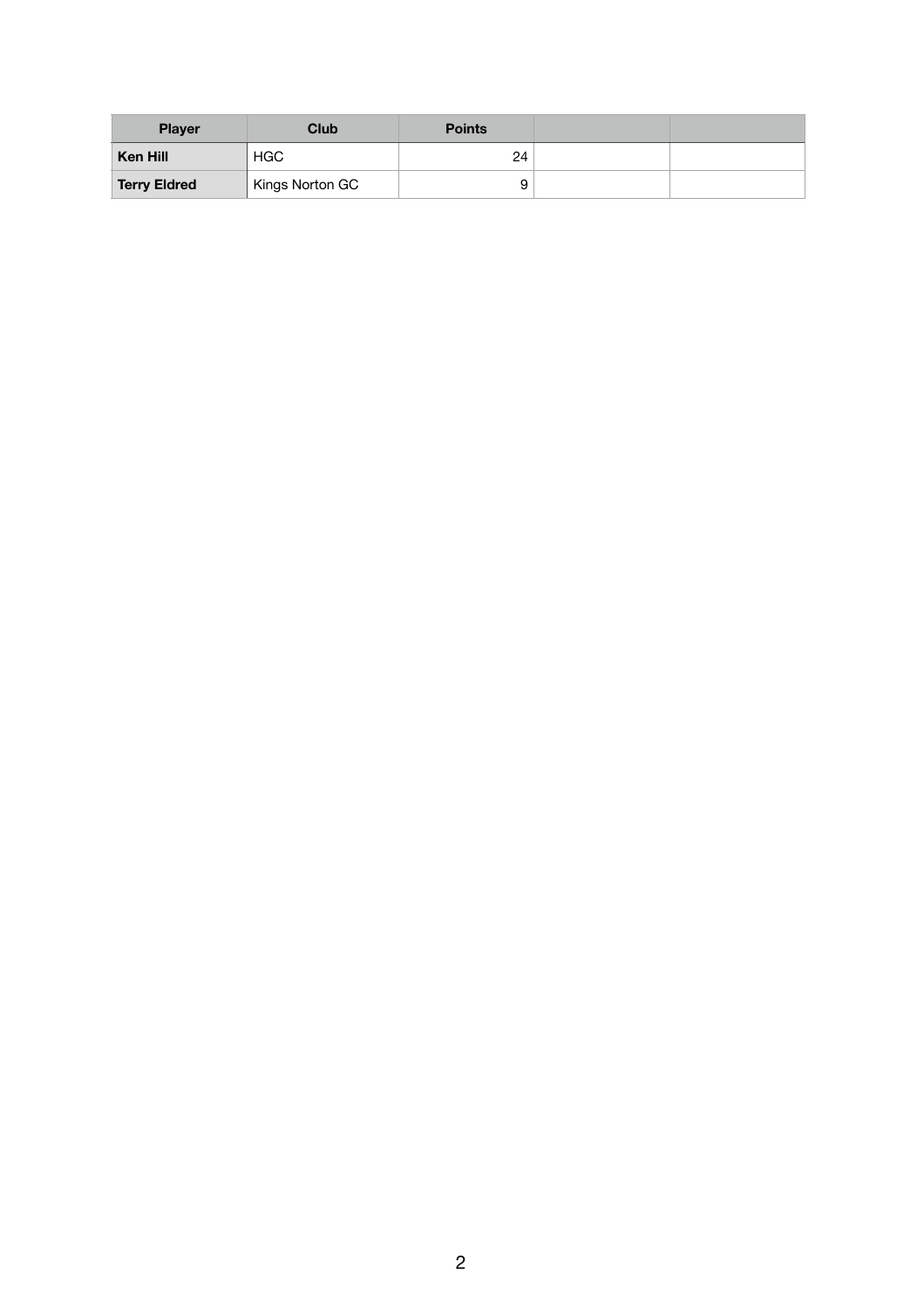| Player | Club | Points | | |
|---|---|---|---|---|
| **Ken Hill** | HGC | 24 | | |
| **Terry Eldred** | Kings Norton GC | 9 | | |